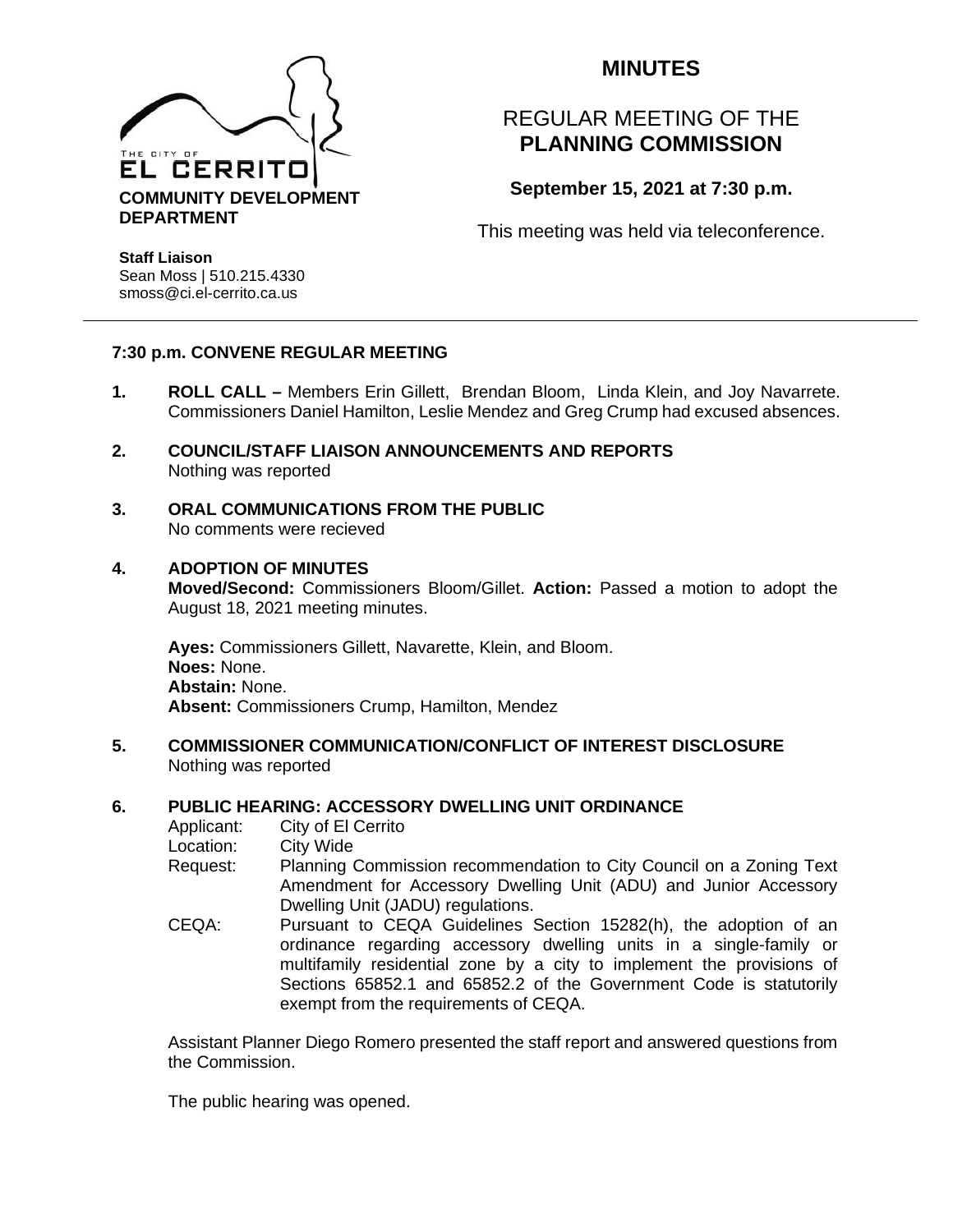THE CITY OF EL CERRITO

**COMMUNITY DEVELOPMENT DEPARTMENT**

**Staff Liaison**
Sean Moss | 510.215.4330
smoss@ci.el-cerrito.ca.us

# MINUTES

## REGULAR MEETING OF THE **PLANNING COMMISSION**

**September 15, 2021 at 7:30 p.m.**

This meeting was held via teleconference.

---

**7:30 p.m. CONVENE REGULAR MEETING**

**1. ROLL CALL –** Members Erin Gillett, Brendan Bloom, Linda Klein, and Joy Navarrete. Commissioners Daniel Hamilton, Leslie Mendez and Greg Crump had excused absences.

**2. COUNCIL/STAFF LIAISON ANNOUNCEMENTS AND REPORTS**
Nothing was reported

**3. ORAL COMMUNICATIONS FROM THE PUBLIC**
No comments were recieved

**4. ADOPTION OF MINUTES**
**Moved/Second:** Commissioners Bloom/Gillet. **Action:** Passed a motion to adopt the August 18, 2021 meeting minutes.

**Ayes:** Commissioners Gillett, Navarette, Klein, and Bloom.
**Noes:** None.
**Abstain:** None.
**Absent:** Commissioners Crump, Hamilton, Mendez

**5. COMMISSIONER COMMUNICATION/CONFLICT OF INTEREST DISCLOSURE**
Nothing was reported

**6. PUBLIC HEARING: ACCESSORY DWELLING UNIT ORDINANCE**

Applicant: City of El Cerrito
Location: City Wide
Request: Planning Commission recommendation to City Council on a Zoning Text Amendment for Accessory Dwelling Unit (ADU) and Junior Accessory Dwelling Unit (JADU) regulations.
CEQA: Pursuant to CEQA Guidelines Section 15282(h), the adoption of an ordinance regarding accessory dwelling units in a single-family or multifamily residential zone by a city to implement the provisions of Sections 65852.1 and 65852.2 of the Government Code is statutorily exempt from the requirements of CEQA.

Assistant Planner Diego Romero presented the staff report and answered questions from the Commission.

The public hearing was opened.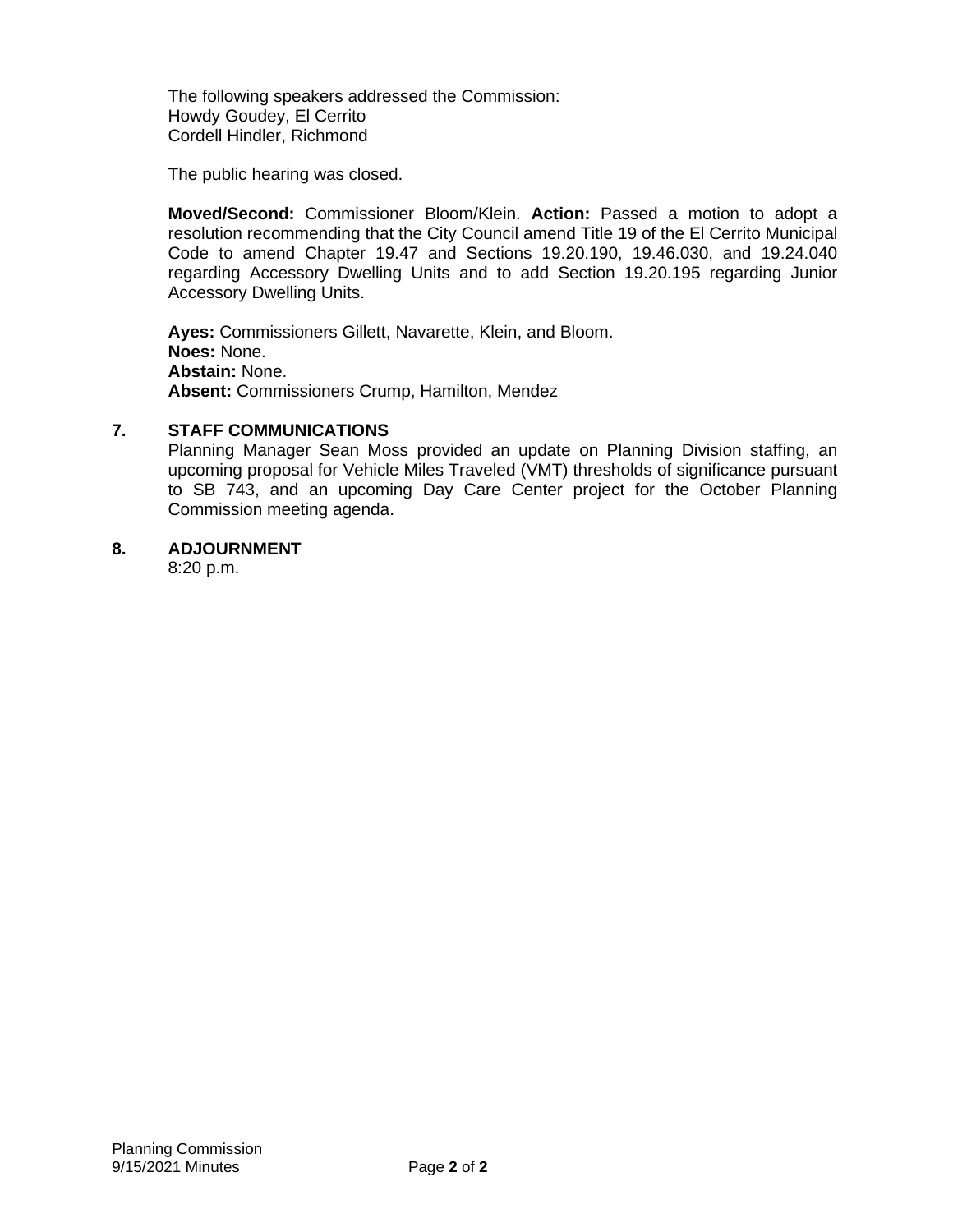The following speakers addressed the Commission:
Howdy Goudey, El Cerrito
Cordell Hindler, Richmond

The public hearing was closed.

**Moved/Second:** Commissioner Bloom/Klein. **Action:** Passed a motion to adopt a resolution recommending that the City Council amend Title 19 of the El Cerrito Municipal Code to amend Chapter 19.47 and Sections 19.20.190, 19.46.030, and 19.24.040 regarding Accessory Dwelling Units and to add Section 19.20.195 regarding Junior Accessory Dwelling Units.

**Ayes:** Commissioners Gillett, Navarette, Klein, and Bloom.
**Noes:** None.
**Abstain:** None.
**Absent:** Commissioners Crump, Hamilton, Mendez

## 7. STAFF COMMUNICATIONS

Planning Manager Sean Moss provided an update on Planning Division staffing, an upcoming proposal for Vehicle Miles Traveled (VMT) thresholds of significance pursuant to SB 743, and an upcoming Day Care Center project for the October Planning Commission meeting agenda.

## 8. ADJOURNMENT

8:20 p.m.